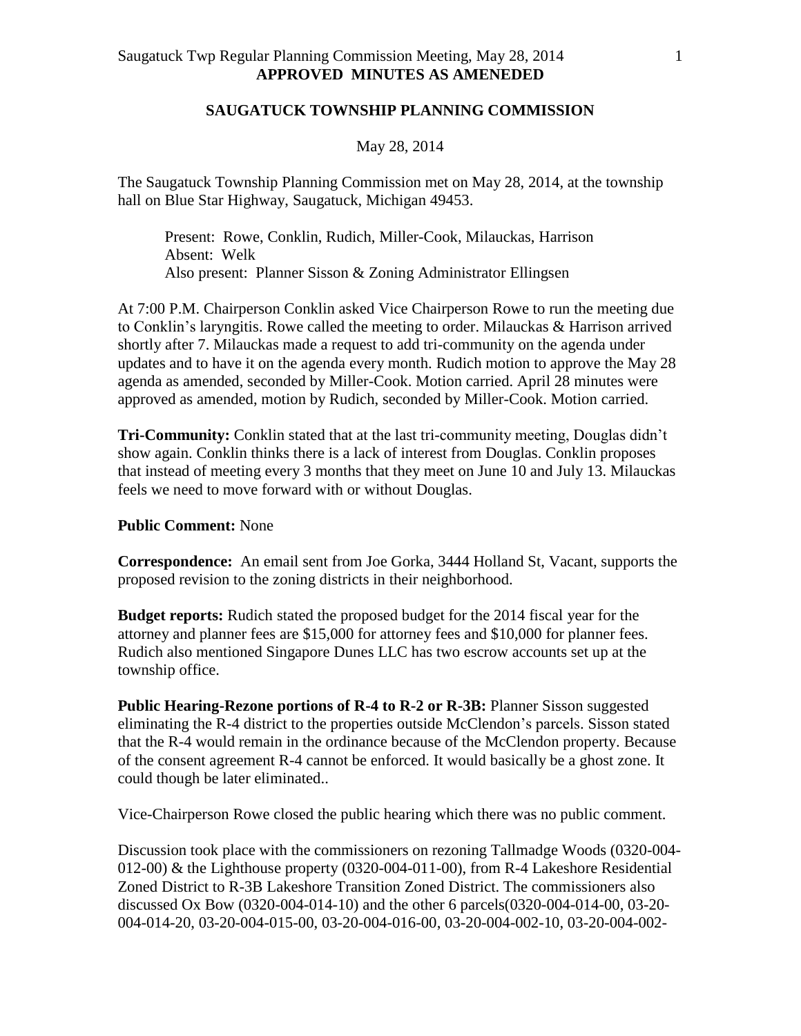**APPROVED MINUTES AS AMENEDED**

# SAUGATUCK TOWNSHIP PLANNING COMMISSION

May 28, 2014

The Saugatuck Township Planning Commission met on May 28, 2014, at the township hall on Blue Star Highway, Saugatuck, Michigan 49453.

> Present: Rowe, Conklin, Rudich, Miller-Cook, Milauckas, Harrison
> Absent: Welk
> Also present: Planner Sisson & Zoning Administrator Ellingsen

At 7:00 P.M. Chairperson Conklin asked Vice Chairperson Rowe to run the meeting due to Conklin's laryngitis. Rowe called the meeting to order. Milauckas & Harrison arrived shortly after 7. Milauckas made a request to add tri-community on the agenda under updates and to have it on the agenda every month. Rudich motion to approve the May 28 agenda as amended, seconded by Miller-Cook. Motion carried. April 28 minutes were approved as amended, motion by Rudich, seconded by Miller-Cook. Motion carried.

**Tri-Community:** Conklin stated that at the last tri-community meeting, Douglas didn't show again. Conklin thinks there is a lack of interest from Douglas. Conklin proposes that instead of meeting every 3 months that they meet on June 10 and July 13. Milauckas feels we need to move forward with or without Douglas.

**Public Comment:** None

**Correspondence:** An email sent from Joe Gorka, 3444 Holland St, Vacant, supports the proposed revision to the zoning districts in their neighborhood.

**Budget reports:** Rudich stated the proposed budget for the 2014 fiscal year for the attorney and planner fees are $15,000 for attorney fees and $10,000 for planner fees. Rudich also mentioned Singapore Dunes LLC has two escrow accounts set up at the township office.

**Public Hearing-Rezone portions of R-4 to R-2 or R-3B:** Planner Sisson suggested eliminating the R-4 district to the properties outside McClendon's parcels. Sisson stated that the R-4 would remain in the ordinance because of the McClendon property. Because of the consent agreement R-4 cannot be enforced. It would basically be a ghost zone. It could though be later eliminated..

Vice-Chairperson Rowe closed the public hearing which there was no public comment.

Discussion took place with the commissioners on rezoning Tallmadge Woods (0320-004-012-00) & the Lighthouse property (0320-004-011-00), from R-4 Lakeshore Residential Zoned District to R-3B Lakeshore Transition Zoned District. The commissioners also discussed Ox Bow (0320-004-014-10) and the other 6 parcels(0320-004-014-00, 03-20-004-014-20, 03-20-004-015-00, 03-20-004-016-00, 03-20-004-002-10, 03-20-004-002-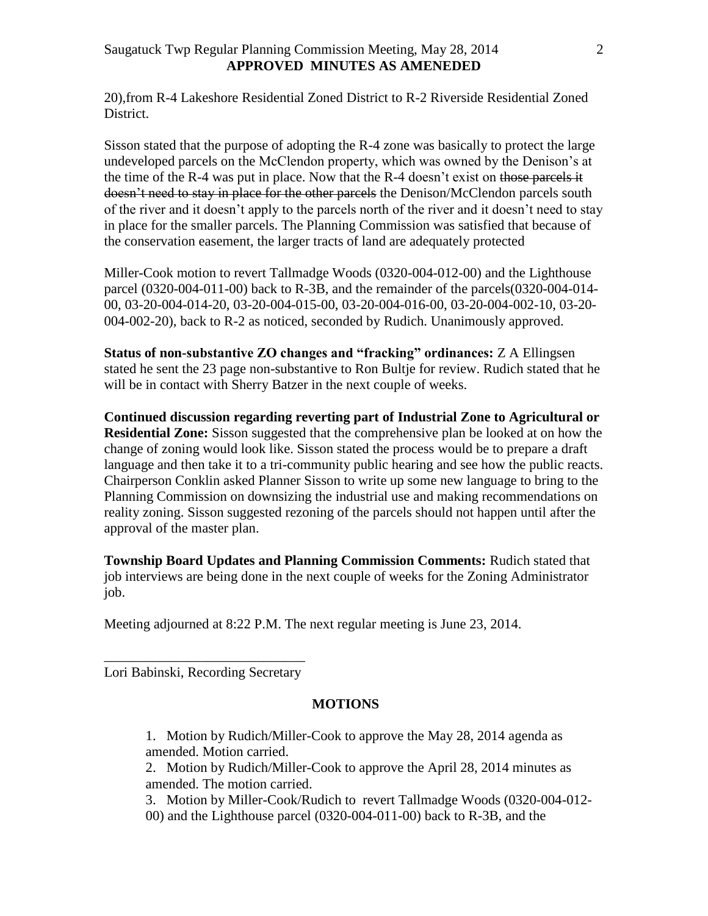20),from R-4 Lakeshore Residential Zoned District to R-2 Riverside Residential Zoned District.

Sisson stated that the purpose of adopting the R-4 zone was basically to protect the large undeveloped parcels on the McClendon property, which was owned by the Denison's at the time of the R-4 was put in place. Now that the R-4 doesn't exist on ~~those parcels it doesn't need to stay in place for the other parcels~~ the Denison/McClendon parcels south of the river and it doesn't apply to the parcels north of the river and it doesn't need to stay in place for the smaller parcels. The Planning Commission was satisfied that because of the conservation easement, the larger tracts of land are adequately protected

Miller-Cook motion to revert Tallmadge Woods (0320-004-012-00) and the Lighthouse parcel (0320-004-011-00) back to R-3B, and the remainder of the parcels(0320-004-014-00, 03-20-004-014-20, 03-20-004-015-00, 03-20-004-016-00, 03-20-004-002-10, 03-20-004-002-20), back to R-2 as noticed, seconded by Rudich. Unanimously approved.

**Status of non-substantive ZO changes and "fracking" ordinances:** Z A Ellingsen stated he sent the 23 page non-substantive to Ron Bultje for review. Rudich stated that he will be in contact with Sherry Batzer in the next couple of weeks.

**Continued discussion regarding reverting part of Industrial Zone to Agricultural or Residential Zone:** Sisson suggested that the comprehensive plan be looked at on how the change of zoning would look like. Sisson stated the process would be to prepare a draft language and then take it to a tri-community public hearing and see how the public reacts. Chairperson Conklin asked Planner Sisson to write up some new language to bring to the Planning Commission on downsizing the industrial use and making recommendations on reality zoning. Sisson suggested rezoning of the parcels should not happen until after the approval of the master plan.

**Township Board Updates and Planning Commission Comments:** Rudich stated that job interviews are being done in the next couple of weeks for the Zoning Administrator job.

Meeting adjourned at 8:22 P.M. The next regular meeting is June 23, 2014.

\_\_\_\_\_\_\_\_\_\_\_\_\_\_\_\_\_\_\_\_\_\_\_\_\_\_\_\_\_\_
Lori Babinski, Recording Secretary

**MOTIONS**

1. Motion by Rudich/Miller-Cook to approve the May 28, 2014 agenda as amended. Motion carried.
2. Motion by Rudich/Miller-Cook to approve the April 28, 2014 minutes as amended. The motion carried.
3. Motion by Miller-Cook/Rudich to revert Tallmadge Woods (0320-004-012-00) and the Lighthouse parcel (0320-004-011-00) back to R-3B, and the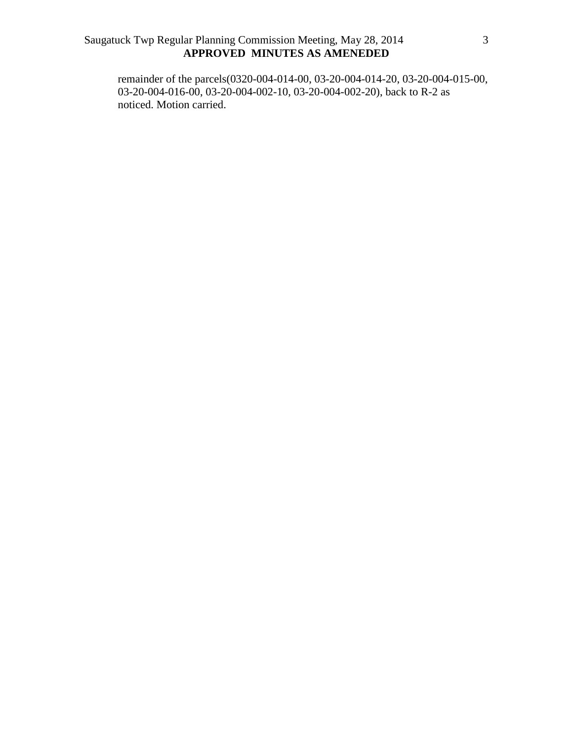remainder of the parcels(0320-004-014-00, 03-20-004-014-20, 03-20-004-015-00, 03-20-004-016-00, 03-20-004-002-10, 03-20-004-002-20), back to R-2 as noticed. Motion carried.